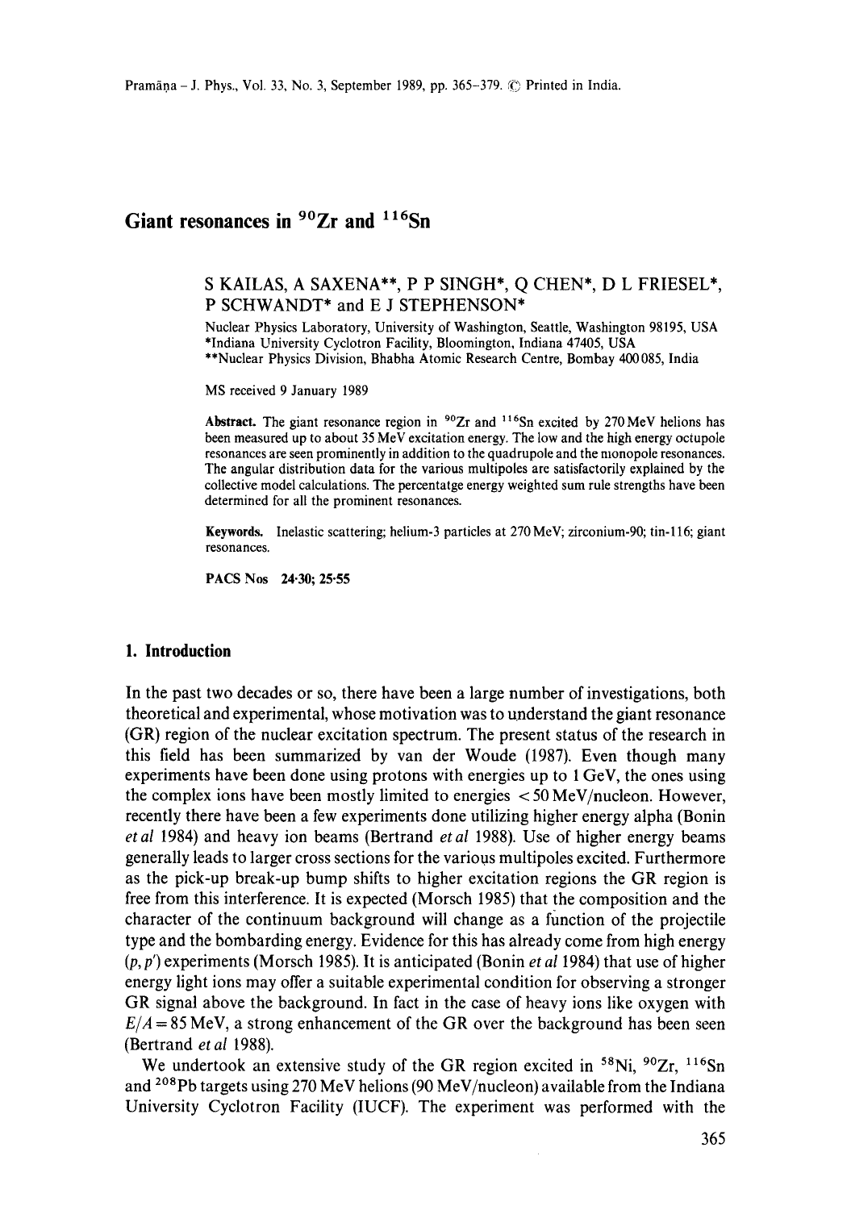# Giant resonances in $^{90}Zr$ and $^{116}Sn$

S KAILAS, A SAXENA**, P P SINGH*, Q CHEN*, D L FRIESEL*, P SCHWANDT* and E J STEPHENSON*

Nuclear Physics Laboratory, University of Washington, Seattle, Washington 98195, USA
*Indiana University Cyclotron Facility, Bloomington, Indiana 47405, USA
**Nuclear Physics Division, Bhabha Atomic Research Centre, Bombay 400085, India

MS received 9 January 1989

**Abstract.** The giant resonance region in $^{90}Zr$ and $^{116}Sn$ excited by 270 MeV helions has been measured up to about 35 MeV excitation energy. The low and the high energy octupole resonances are seen prominently in addition to the quadrupole and the monopole resonances. The angular distribution data for the various multipoles are satisfactorily explained by the collective model calculations. The percentatge energy weighted sum rule strengths have been determined for all the prominent resonances.

**Keywords.** Inelastic scattering; helium-3 particles at 270 MeV; zirconium-90; tin-116; giant resonances.

**PACS Nos** 24·30; 25·55

## 1. Introduction

In the past two decades or so, there have been a large number of investigations, both theoretical and experimental, whose motivation was to understand the giant resonance (GR) region of the nuclear excitation spectrum. The present status of the research in this field has been summarized by van der Woude (1987). Even though many experiments have been done using protons with energies up to 1 GeV, the ones using the complex ions have been mostly limited to energies < 50 MeV/nucleon. However, recently there have been a few experiments done utilizing higher energy alpha (Bonin *et al* 1984) and heavy ion beams (Bertrand *et al* 1988). Use of higher energy beams generally leads to larger cross sections for the various multipoles excited. Furthermore as the pick-up break-up bump shifts to higher excitation regions the GR region is free from this interference. It is expected (Morsch 1985) that the composition and the character of the continuum background will change as a function of the projectile type and the bombarding energy. Evidence for this has already come from high energy $(p, p')$ experiments (Morsch 1985). It is anticipated (Bonin *et al* 1984) that use of higher energy light ions may offer a suitable experimental condition for observing a stronger GR signal above the background. In fact in the case of heavy ions like oxygen with $E/A = 85$ MeV, a strong enhancement of the GR over the background has been seen (Bertrand *et al* 1988).

We undertook an extensive study of the GR region excited in $^{58}Ni$, $^{90}Zr$, $^{116}Sn$ and $^{208}Pb$ targets using 270 MeV helions (90 MeV/nucleon) available from the Indiana University Cyclotron Facility (IUCF). The experiment was performed with the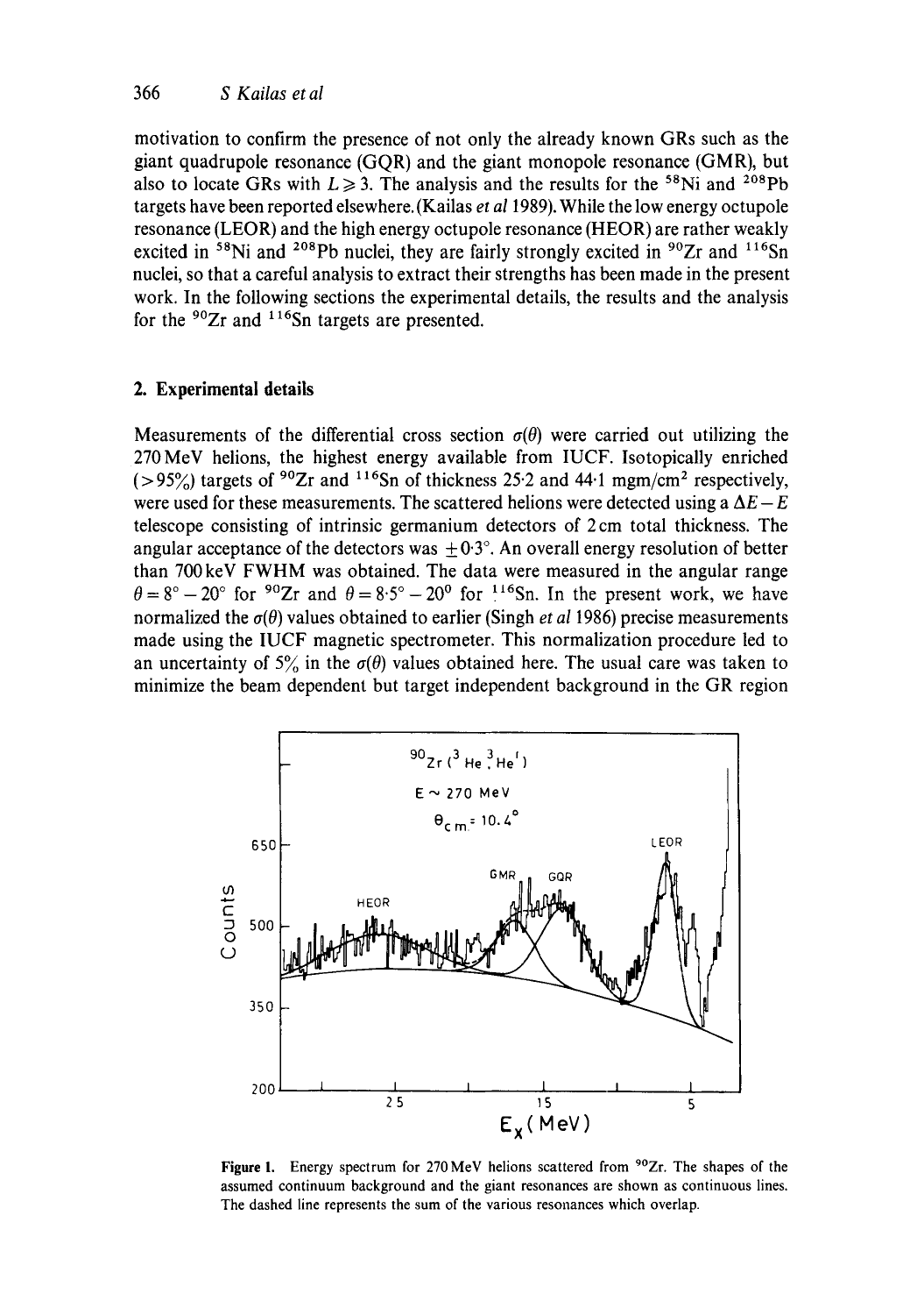motivation to confirm the presence of not only the already known GRs such as the giant quadrupole resonance (GQR) and the giant monopole resonance (GMR), but also to locate GRs with $L \geq 3$. The analysis and the results for the $^{58}$Ni and $^{208}$Pb targets have been reported elsewhere. (Kailas *et al* 1989). While the low energy octupole resonance (LEOR) and the high energy octupole resonance (HEOR) are rather weakly excited in $^{58}$Ni and $^{208}$Pb nuclei, they are fairly strongly excited in $^{90}$Zr and $^{116}$Sn nuclei, so that a careful analysis to extract their strengths has been made in the present work. In the following sections the experimental details, the results and the analysis for the $^{90}$Zr and $^{116}$Sn targets are presented.

## 2. Experimental details

Measurements of the differential cross section $\sigma(\theta)$ were carried out utilizing the 270 MeV helions, the highest energy available from IUCF. Isotopically enriched (>95%) targets of $^{90}$Zr and $^{116}$Sn of thickness 25·2 and 44·1 mgm/cm$^2$ respectively, were used for these measurements. The scattered helions were detected using a $\Delta E - E$ telescope consisting of intrinsic germanium detectors of 2 cm total thickness. The angular acceptance of the detectors was $\pm 0{\cdot}3°$. An overall energy resolution of better than 700 keV FWHM was obtained. The data were measured in the angular range $\theta = 8° - 20°$ for $^{90}$Zr and $\theta = 8{\cdot}5° - 20°$ for $^{116}$Sn. In the present work, we have normalized the $\sigma(\theta)$ values obtained to earlier (Singh *et al* 1986) precise measurements made using the IUCF magnetic spectrometer. This normalization procedure led to an uncertainty of 5% in the $\sigma(\theta)$ values obtained here. The usual care was taken to minimize the beam dependent but target independent background in the GR region

**Figure 1.** Energy spectrum for 270 MeV helions scattered from $^{90}$Zr. The shapes of the assumed continuum background and the giant resonances are shown as continuous lines. The dashed line represents the sum of the various resonances which overlap.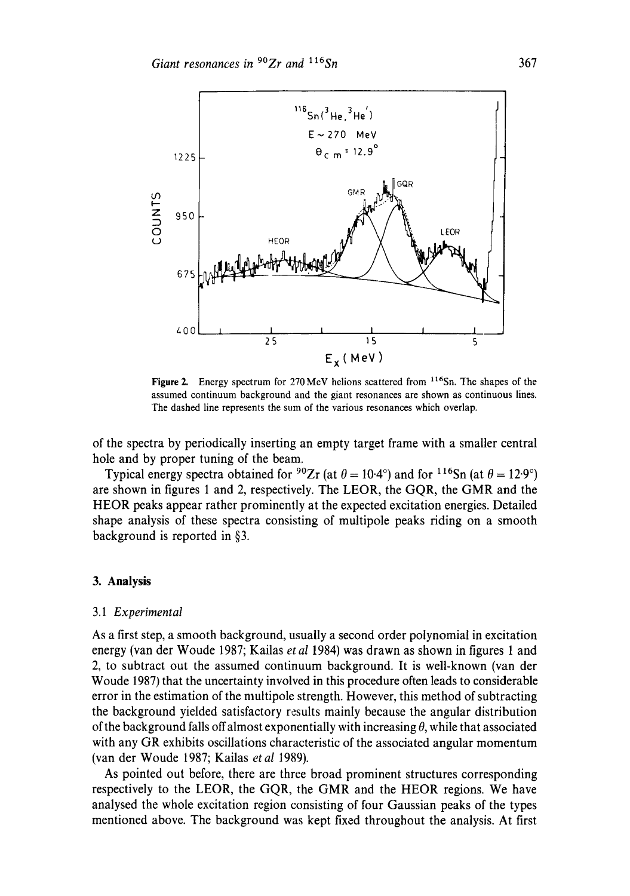Figure 2. Energy spectrum for 270 MeV helions scattered from $^{116}Sn$. The shapes of the assumed continuum background and the giant resonances are shown as continuous lines. The dashed line represents the sum of the various resonances which overlap.

of the spectra by periodically inserting an empty target frame with a smaller central hole and by proper tuning of the beam.

Typical energy spectra obtained for $^{90}Zr$ (at $\theta = 10{\cdot}4°$) and for $^{116}Sn$ (at $\theta = 12{\cdot}9°$) are shown in figures 1 and 2, respectively. The LEOR, the GQR, the GMR and the HEOR peaks appear rather prominently at the expected excitation energies. Detailed shape analysis of these spectra consisting of multipole peaks riding on a smooth background is reported in §3.

## 3. Analysis

### 3.1 *Experimental*

As a first step, a smooth background, usually a second order polynomial in excitation energy (van der Woude 1987; Kailas *et al* 1984) was drawn as shown in figures 1 and 2, to subtract out the assumed continuum background. It is well-known (van der Woude 1987) that the uncertainty involved in this procedure often leads to considerable error in the estimation of the multipole strength. However, this method of subtracting the background yielded satisfactory results mainly because the angular distribution of the background falls off almost exponentially with increasing $\theta$, while that associated with any GR exhibits oscillations characteristic of the associated angular momentum (van der Woude 1987; Kailas *et al* 1989).

As pointed out before, there are three broad prominent structures corresponding respectively to the LEOR, the GQR, the GMR and the HEOR regions. We have analysed the whole excitation region consisting of four Gaussian peaks of the types mentioned above. The background was kept fixed throughout the analysis. At first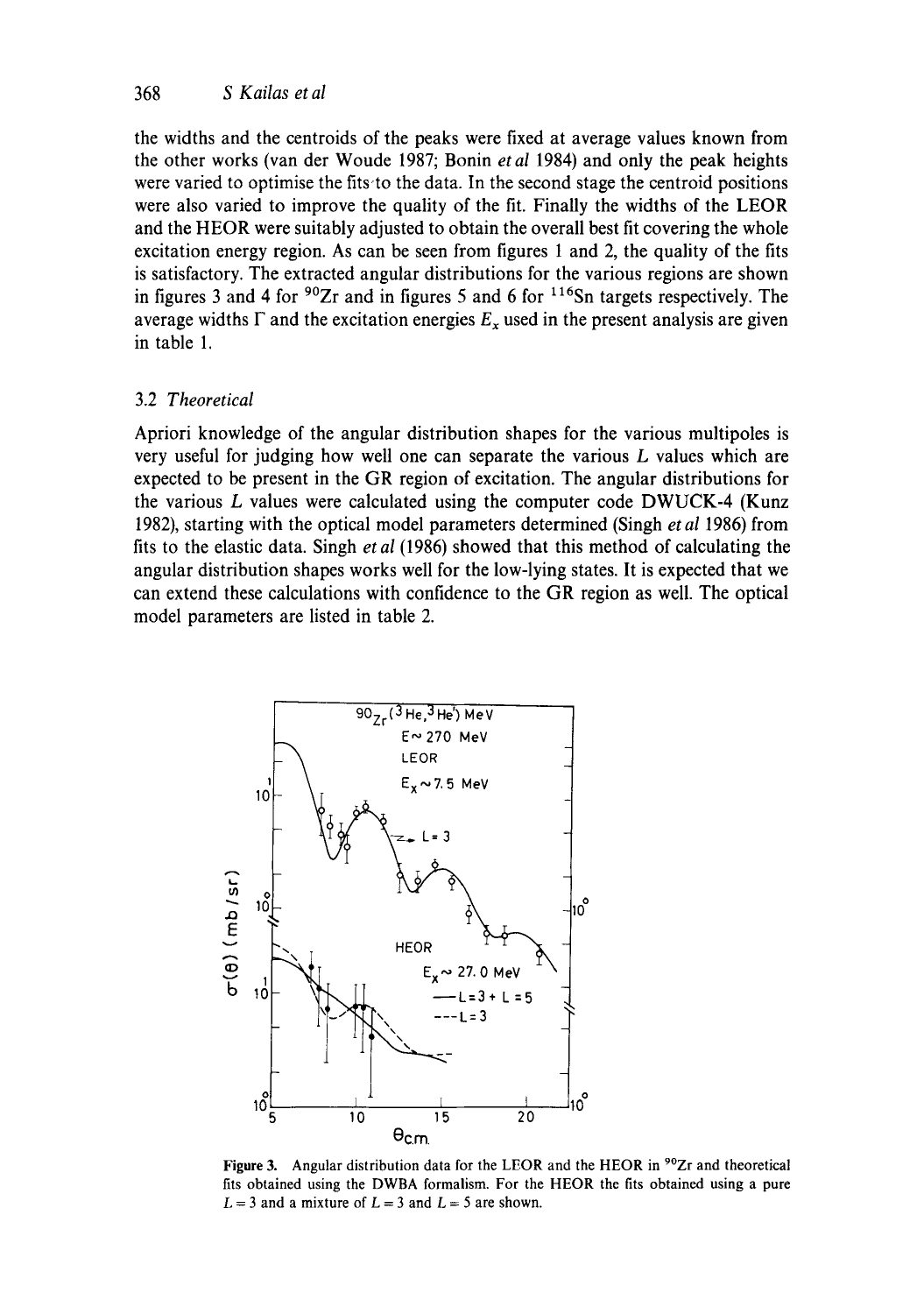the widths and the centroids of the peaks were fixed at average values known from the other works (van der Woude 1987; Bonin *et al* 1984) and only the peak heights were varied to optimise the fits to the data. In the second stage the centroid positions were also varied to improve the quality of the fit. Finally the widths of the LEOR and the HEOR were suitably adjusted to obtain the overall best fit covering the whole excitation energy region. As can be seen from figures 1 and 2, the quality of the fits is satisfactory. The extracted angular distributions for the various regions are shown in figures 3 and 4 for $^{90}$Zr and in figures 5 and 6 for $^{116}$Sn targets respectively. The average widths $\Gamma$ and the excitation energies $E_x$ used in the present analysis are given in table 1.

### 3.2 *Theoretical*

Apriori knowledge of the angular distribution shapes for the various multipoles is very useful for judging how well one can separate the various $L$ values which are expected to be present in the GR region of excitation. The angular distributions for the various $L$ values were calculated using the computer code DWUCK-4 (Kunz 1982), starting with the optical model parameters determined (Singh *et al* 1986) from fits to the elastic data. Singh *et al* (1986) showed that this method of calculating the angular distribution shapes works well for the low-lying states. It is expected that we can extend these calculations with confidence to the GR region as well. The optical model parameters are listed in table 2.

**Figure 3.** Angular distribution data for the LEOR and the HEOR in $^{90}$Zr and theoretical fits obtained using the DWBA formalism. For the HEOR the fits obtained using a pure $L = 3$ and a mixture of $L = 3$ and $L = 5$ are shown.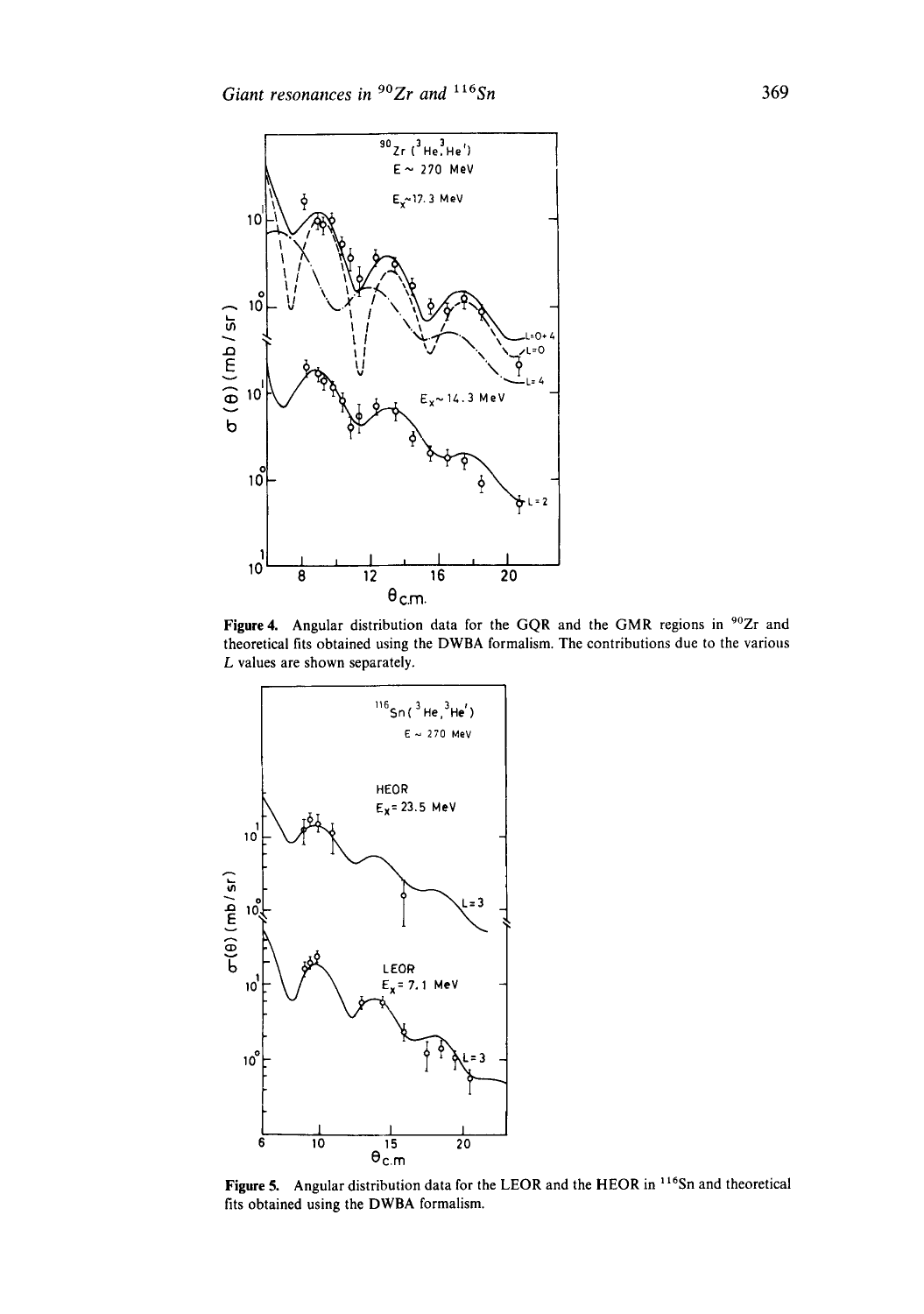**Figure 4.** Angular distribution data for the GQR and the GMR regions in $^{90}Zr$ and theoretical fits obtained using the DWBA formalism. The contributions due to the various $L$ values are shown separately.

**Figure 5.** Angular distribution data for the LEOR and the HEOR in $^{116}Sn$ and theoretical fits obtained using the DWBA formalism.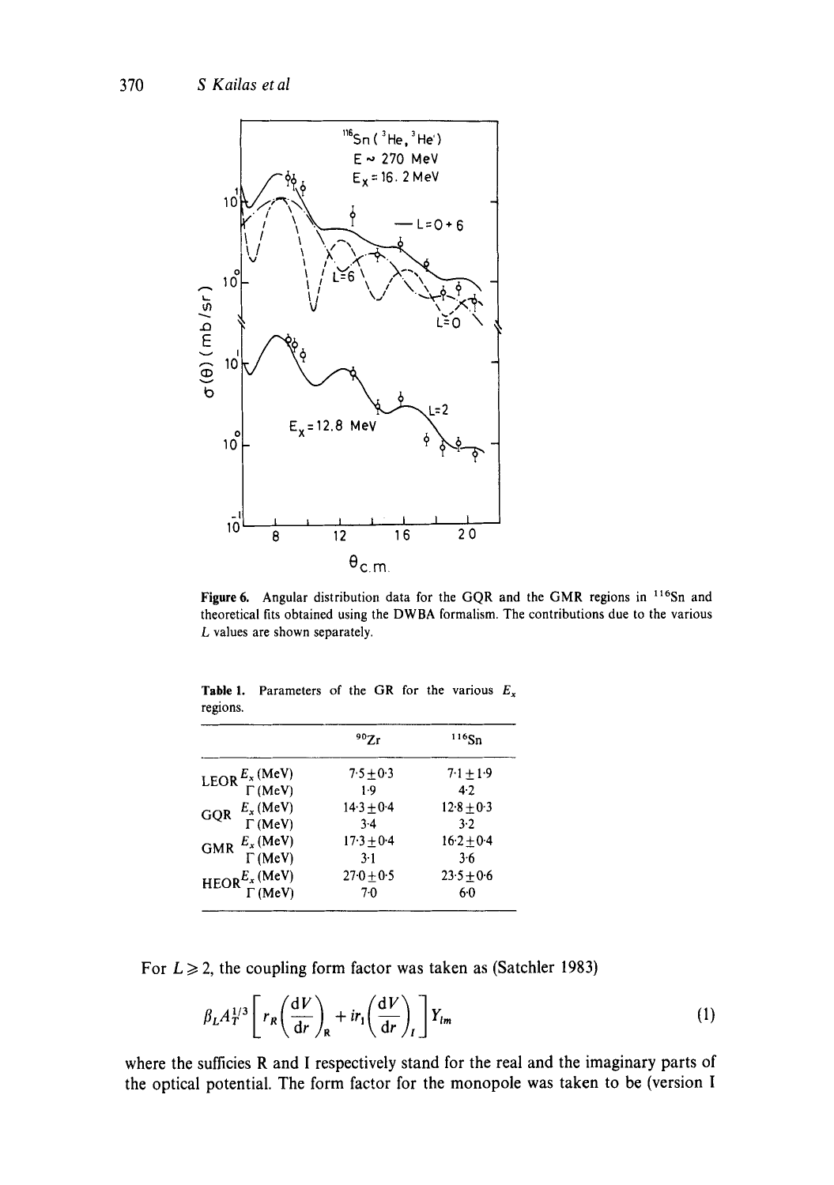Figure 6. Angular distribution data for the GQR and the GMR regions in $^{116}$Sn and theoretical fits obtained using the DWBA formalism. The contributions due to the various $L$ values are shown separately.

Table 1. Parameters of the GR for the various $E_x$ regions.

| | | $^{90}$Zr | $^{116}$Sn |
|---|---|---|---|
| LEOR | $E_x$ (MeV) | $7{\cdot}5 \pm 0{\cdot}3$ | $7{\cdot}1 \pm 1{\cdot}9$ |
| | $\Gamma$ (MeV) | 1·9 | 4·2 |
| GQR | $E_x$ (MeV) | $14{\cdot}3 \pm 0{\cdot}4$ | $12{\cdot}8 \pm 0{\cdot}3$ |
| | $\Gamma$ (MeV) | 3·4 | 3·2 |
| GMR | $E_x$ (MeV) | $17{\cdot}3 \pm 0{\cdot}4$ | $16{\cdot}2 \pm 0{\cdot}4$ |
| | $\Gamma$ (MeV) | 3·1 | 3·6 |
| HEOR | $E_x$ (MeV) | $27{\cdot}0 \pm 0{\cdot}5$ | $23{\cdot}5 \pm 0{\cdot}6$ |
| | $\Gamma$ (MeV) | 7·0 | 6·0 |

For $L \geqslant 2$, the coupling form factor was taken as (Satchler 1983)

$$\beta_L A_T^{1/3}\left[ r_R\left(\frac{\mathrm{d}V}{\mathrm{d}r}\right)_R + i r_I\left(\frac{\mathrm{d}V}{\mathrm{d}r}\right)_I \right] Y_{lm} \tag{1}$$

where the sufficies R and I respectively stand for the real and the imaginary parts of the optical potential. The form factor for the monopole was taken to be (version I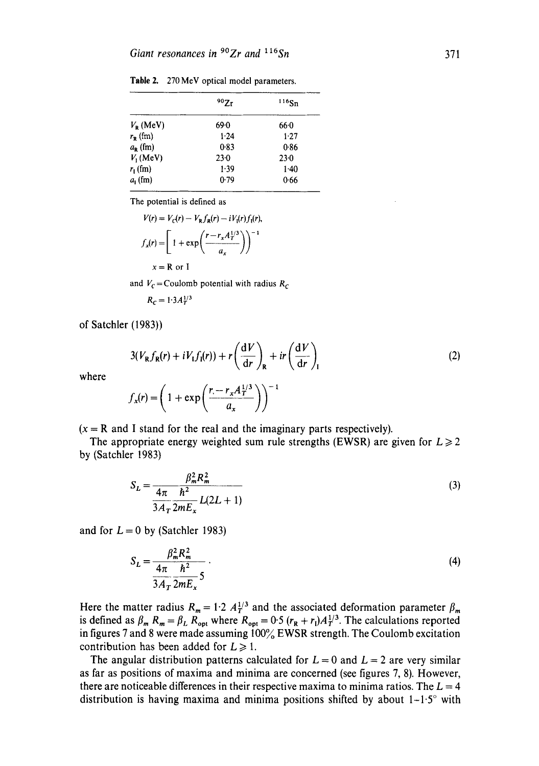**Table 2.** 270 MeV optical model parameters.

| | $^{90}Zr$ | $^{116}Sn$ |
|---|---|---|
| $V_R$ (MeV) | 69·0 | 66·0 |
| $r_R$ (fm) | 1·24 | 1·27 |
| $a_R$ (fm) | 0·83 | 0·86 |
| $V_I$ (MeV) | 23·0 | 23·0 |
| $r_I$ (fm) | 1·39 | 1·40 |
| $a_I$ (fm) | 0·79 | 0·66 |

The potential is defined as

$$V(r) = V_C(r) - V_R f_R(r) - iV_I(r) f_I(r),$$

$$f_x(r) = \left[1 + \exp\left(\frac{r - r_x A_T^{1/3}}{a_x}\right)\right]^{-1}$$

$x = \mathrm{R}$ or I

and $V_C$ = Coulomb potential with radius $R_C$

$$R_C = 1{\cdot}3 A_T^{1/3}$$

of Satchler (1983))

$$3(V_R f_R(r) + iV_I f_I(r)) + r\left(\frac{\mathrm{d}V}{\mathrm{d}r}\right)_R + ir\left(\frac{\mathrm{d}V}{\mathrm{d}r}\right)_I \tag{2}$$

where

$$f_x(r) = \left(1 + \exp\left(\frac{r_\cdot - r_x A_T^{1/3}}{a_x}\right)\right)^{-1}$$

($x = \mathrm{R}$ and I stand for the real and the imaginary parts respectively).

The appropriate energy weighted sum rule strengths (EWSR) are given for $L \geq 2$ by (Satchler 1983)

$$S_L = \frac{\beta_m^2 R_m^2}{\dfrac{4\pi}{3A_T}\dfrac{\hbar^2}{2mE_x} L(2L+1)} \tag{3}$$

and for $L = 0$ by (Satchler 1983)

$$S_L = \frac{\beta_m^2 R_m^2}{\dfrac{4\pi}{3A_T}\dfrac{\hbar^2}{2mE_x} 5}. \tag{4}$$

Here the matter radius $R_m = 1{\cdot}2\ A_T^{1/3}$ and the associated deformation parameter $\beta_m$ is defined as $\beta_m R_m = \beta_L R_{\mathrm{opt}}$ where $R_{\mathrm{opt}} = 0{\cdot}5\ (r_R + r_I) A_T^{1/3}$. The calculations reported in figures 7 and 8 were made assuming 100% EWSR strength. The Coulomb excitation contribution has been added for $L \geq 1$.

The angular distribution patterns calculated for $L = 0$ and $L = 2$ are very similar as far as positions of maxima and minima are concerned (see figures 7, 8). However, there are noticeable differences in their respective maxima to minima ratios. The $L = 4$ distribution is having maxima and minima positions shifted by about 1–1·5° with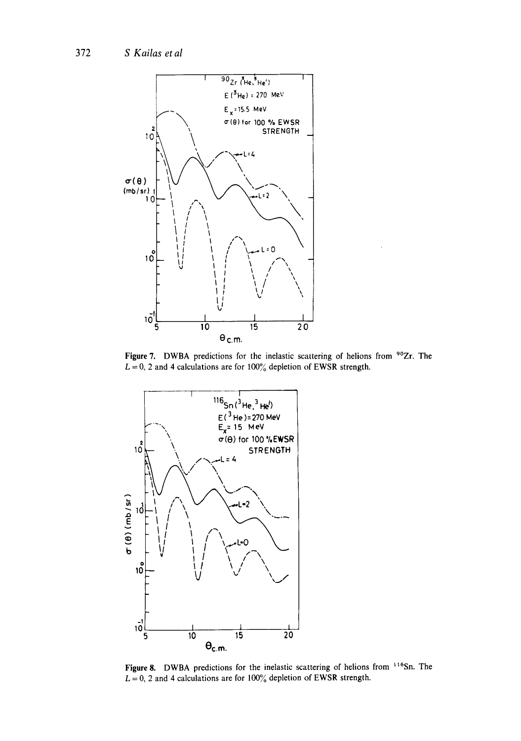**Figure 7.** DWBA predictions for the inelastic scattering of helions from $^{90}Zr$. The $L = 0$, 2 and 4 calculations are for 100% depletion of EWSR strength.

**Figure 8.** DWBA predictions for the inelastic scattering of helions from $^{116}Sn$. The $L = 0$, 2 and 4 calculations are for 100% depletion of EWSR strength.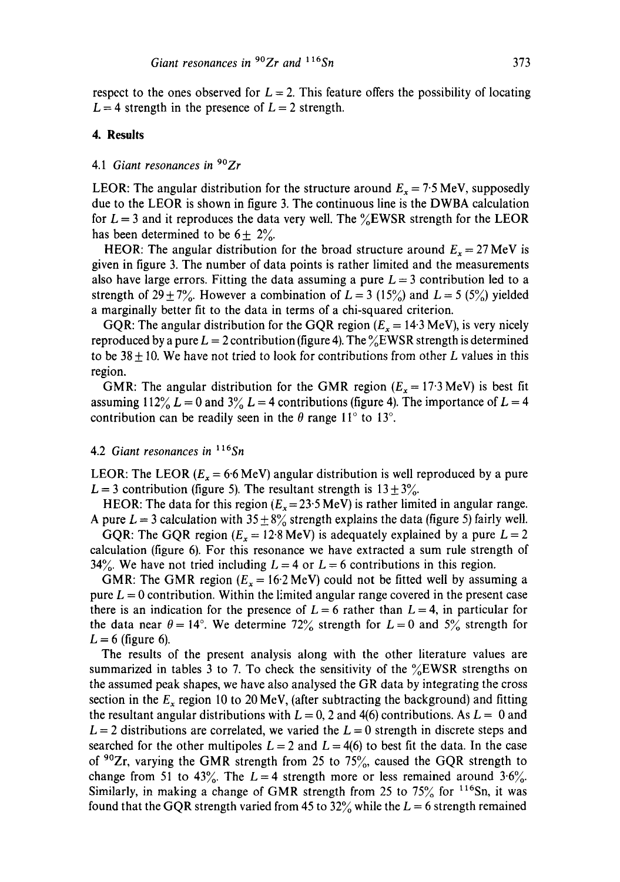respect to the ones observed for $L = 2$. This feature offers the possibility of locating $L = 4$ strength in the presence of $L = 2$ strength.

## 4. Results

### 4.1 *Giant resonances in* $^{90}Zr$

LEOR: The angular distribution for the structure around $E_x = 7{\cdot}5$ MeV, supposedly due to the LEOR is shown in figure 3. The continuous line is the DWBA calculation for $L = 3$ and it reproduces the data very well. The %EWSR strength for the LEOR has been determined to be $6 \pm 2\%$.

HEOR: The angular distribution for the broad structure around $E_x = 27$ MeV is given in figure 3. The number of data points is rather limited and the measurements also have large errors. Fitting the data assuming a pure $L = 3$ contribution led to a strength of $29 \pm 7\%$. However a combination of $L = 3$ (15%) and $L = 5$ (5%) yielded a marginally better fit to the data in terms of a chi-squared criterion.

GQR: The angular distribution for the GQR region ($E_x = 14{\cdot}3$ MeV), is very nicely reproduced by a pure $L = 2$ contribution (figure 4). The %EWSR strength is determined to be $38 \pm 10$. We have not tried to look for contributions from other $L$ values in this region.

GMR: The angular distribution for the GMR region ($E_x = 17{\cdot}3$ MeV) is best fit assuming 112% $L = 0$ and 3% $L = 4$ contributions (figure 4). The importance of $L = 4$ contribution can be readily seen in the $\theta$ range 11° to 13°.

### 4.2 *Giant resonances in* $^{116}Sn$

LEOR: The LEOR ($E_x = 6{\cdot}6$ MeV) angular distribution is well reproduced by a pure $L = 3$ contribution (figure 5). The resultant strength is $13 \pm 3\%$.

HEOR: The data for this region ($E_x = 23{\cdot}5$ MeV) is rather limited in angular range. A pure $L = 3$ calculation with $35 \pm 8\%$ strength explains the data (figure 5) fairly well.

GQR: The GQR region ($E_x = 12{\cdot}8$ MeV) is adequately explained by a pure $L = 2$ calculation (figure 6). For this resonance we have extracted a sum rule strength of 34%. We have not tried including $L = 4$ or $L = 6$ contributions in this region.

GMR: The GMR region ($E_x = 16{\cdot}2$ MeV) could not be fitted well by assuming a pure $L = 0$ contribution. Within the limited angular range covered in the present case there is an indication for the presence of $L = 6$ rather than $L = 4$, in particular for the data near $\theta = 14°$. We determine 72% strength for $L = 0$ and 5% strength for $L = 6$ (figure 6).

The results of the present analysis along with the other literature values are summarized in tables 3 to 7. To check the sensitivity of the %EWSR strengths on the assumed peak shapes, we have also analysed the GR data by integrating the cross section in the $E_x$ region 10 to 20 MeV, (after subtracting the background) and fitting the resultant angular distributions with $L = 0$, 2 and 4(6) contributions. As $L = 0$ and $L = 2$ distributions are correlated, we varied the $L = 0$ strength in discrete steps and searched for the other multipoles $L = 2$ and $L = 4(6)$ to best fit the data. In the case of $^{90}Zr$, varying the GMR strength from 25 to 75%, caused the GQR strength to change from 51 to 43%. The $L = 4$ strength more or less remained around 3·6%. Similarly, in making a change of GMR strength from 25 to 75% for $^{116}Sn$, it was found that the GQR strength varied from 45 to 32% while the $L = 6$ strength remained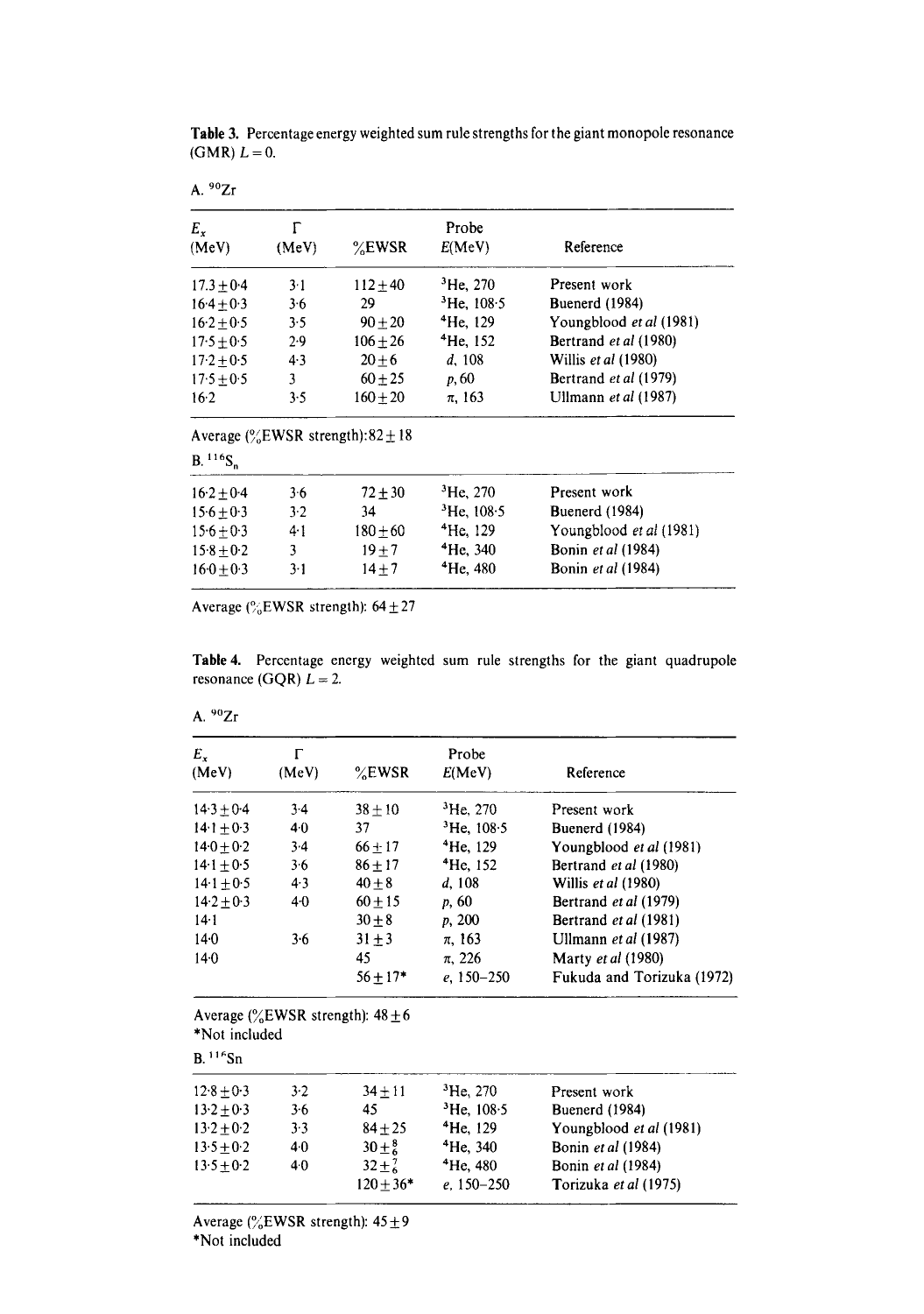**Table 3.** Percentage energy weighted sum rule strengths for the giant monopole resonance (GMR) $L = 0$.

A. $^{90}$Zr

| $E_x$ (MeV) | $\Gamma$ (MeV) | %EWSR | Probe $E$(MeV) | Reference |
|---|---|---|---|---|
| $17.3 \pm 0.4$ | 3.1 | $112 \pm 40$ | $^3$He, 270 | Present work |
| $16.4 \pm 0.3$ | 3.6 | 29 | $^3$He, 108.5 | Buenerd (1984) |
| $16.2 \pm 0.5$ | 3.5 | $90 \pm 20$ | $^4$He, 129 | Youngblood *et al* (1981) |
| $17.5 \pm 0.5$ | 2.9 | $106 \pm 26$ | $^4$He, 152 | Bertrand *et al* (1980) |
| $17.2 \pm 0.5$ | 4.3 | $20 \pm 6$ | $d$, 108 | Willis *et al* (1980) |
| $17.5 \pm 0.5$ | 3 | $60 \pm 25$ | $p$, 60 | Bertrand *et al* (1979) |
| 16.2 | 3.5 | $160 \pm 20$ | $\pi$, 163 | Ullmann *et al* (1987) |

Average (%EWSR strength): $82 \pm 18$

B. $^{116}$Sn

| $E_x$ (MeV) | $\Gamma$ (MeV) | %EWSR | Probe $E$(MeV) | Reference |
|---|---|---|---|---|
| $16.2 \pm 0.4$ | 3.6 | $72 \pm 30$ | $^3$He, 270 | Present work |
| $15.6 \pm 0.3$ | 3.2 | 34 | $^3$He, 108.5 | Buenerd (1984) |
| $15.6 \pm 0.3$ | 4.1 | $180 \pm 60$ | $^4$He, 129 | Youngblood *et al* (1981) |
| $15.8 \pm 0.2$ | 3 | $19 \pm 7$ | $^4$He, 340 | Bonin *et al* (1984) |
| $16.0 \pm 0.3$ | 3.1 | $14 \pm 7$ | $^4$He, 480 | Bonin *et al* (1984) |

Average (%EWSR strength): $64 \pm 27$

**Table 4.** Percentage energy weighted sum rule strengths for the giant quadrupole resonance (GQR) $L = 2$.

A. $^{90}$Zr

| $E_x$ (MeV) | $\Gamma$ (MeV) | %EWSR | Probe $E$(MeV) | Reference |
|---|---|---|---|---|
| $14.3 \pm 0.4$ | 3.4 | $38 \pm 10$ | $^3$He, 270 | Present work |
| $14.1 \pm 0.3$ | 4.0 | 37 | $^3$He, 108.5 | Buenerd (1984) |
| $14.0 \pm 0.2$ | 3.4 | $66 \pm 17$ | $^4$He, 129 | Youngblood *et al* (1981) |
| $14.1 \pm 0.5$ | 3.6 | $86 \pm 17$ | $^4$He, 152 | Bertrand *et al* (1980) |
| $14.1 \pm 0.5$ | 4.3 | $40 \pm 8$ | $d$, 108 | Willis *et al* (1980) |
| $14.2 \pm 0.3$ | 4.0 | $60 \pm 15$ | $p$, 60 | Bertrand *et al* (1979) |
| 14.1 | | $30 \pm 8$ | $p$, 200 | Bertrand *et al* (1981) |
| 14.0 | 3.6 | $31 \pm 3$ | $\pi$, 163 | Ullmann *et al* (1987) |
| 14.0 | | 45 | $\pi$, 226 | Marty *et al* (1980) |
| | | $56 \pm 17$* | $e$, 150–250 | Fukuda and Torizuka (1972) |

Average (%EWSR strength): $48 \pm 6$
*Not included

B. $^{116}$Sn

| $E_x$ (MeV) | $\Gamma$ (MeV) | %EWSR | Probe $E$(MeV) | Reference |
|---|---|---|---|---|
| $12.8 \pm 0.3$ | 3.2 | $34 \pm 11$ | $^3$He, 270 | Present work |
| $13.2 \pm 0.3$ | 3.6 | 45 | $^3$He, 108.5 | Buenerd (1984) |
| $13.2 \pm 0.2$ | 3.3 | $84 \pm 25$ | $^4$He, 129 | Youngblood *et al* (1981) |
| $13.5 \pm 0.2$ | 4.0 | $30^{+8}_{-6}$ | $^4$He, 340 | Bonin *et al* (1984) |
| $13.5 \pm 0.2$ | 4.0 | $32^{+7}_{-6}$ | $^4$He, 480 | Bonin *et al* (1984) |
| | | $120 \pm 36$* | $e$, 150–250 | Torizuka *et al* (1975) |

Average (%EWSR strength): $45 \pm 9$
*Not included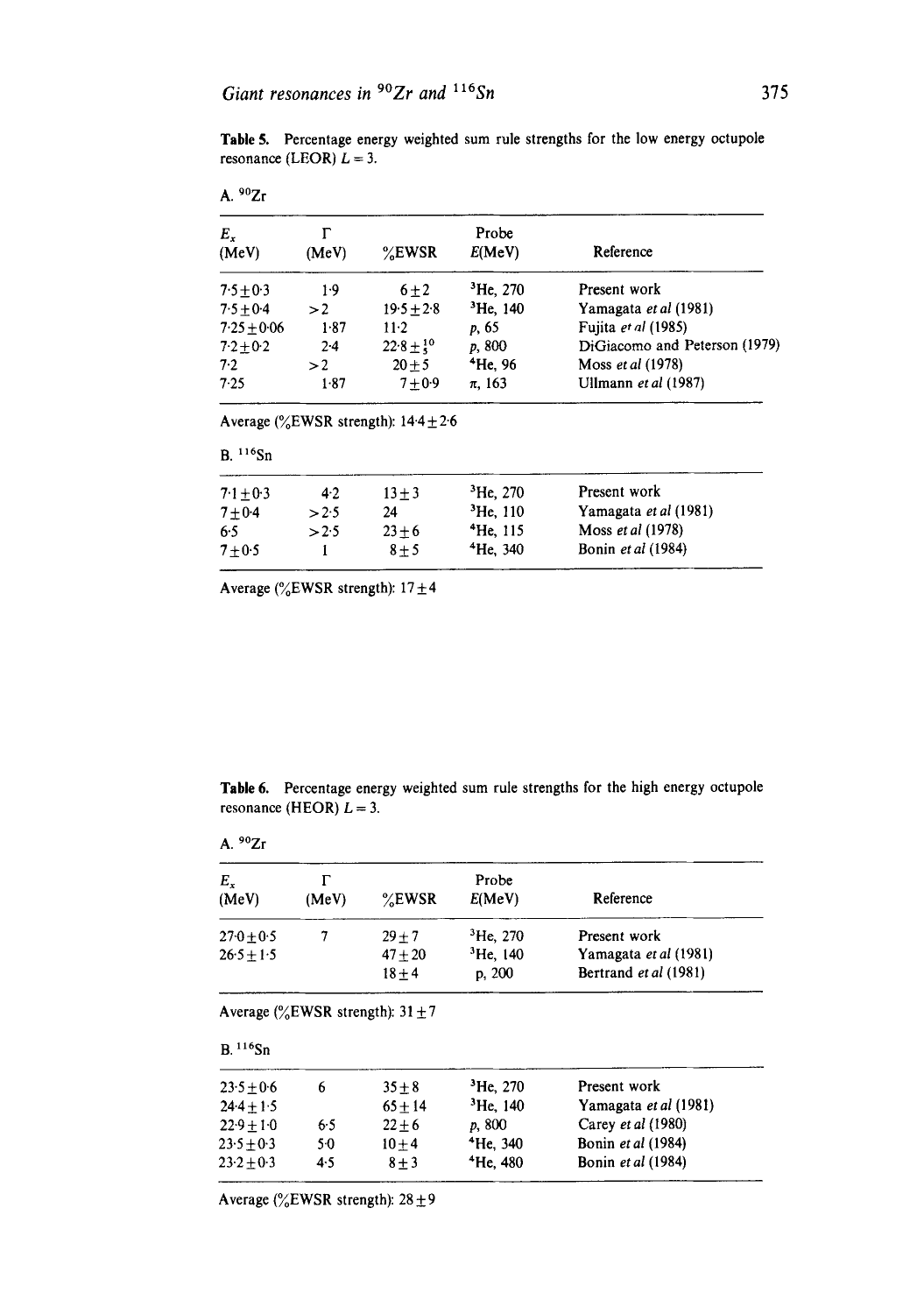**Table 5.** Percentage energy weighted sum rule strengths for the low energy octupole resonance (LEOR) $L = 3$.

A. $^{90}Zr$

| $E_x$ (MeV) | $\Gamma$ (MeV) | %EWSR | Probe $E$(MeV) | Reference |
|---|---|---|---|---|
| $7.5 \pm 0.3$ | 1.9 | $6 \pm 2$ | $^3$He, 270 | Present work |
| $7.5 \pm 0.4$ | $>2$ | $19.5 \pm 2.8$ | $^3$He, 140 | Yamagata *et al* (1981) |
| $7.25 \pm 0.06$ | 1.87 | 11.2 | $p$, 65 | Fujita *et al* (1985) |
| $7.2 \pm 0.2$ | 2.4 | $22.8 \pm^{10}_{5}$ | $p$, 800 | DiGiacomo and Peterson (1979) |
| 7.2 | $>2$ | $20 \pm 5$ | $^4$He, 96 | Moss *et al* (1978) |
| 7.25 | 1.87 | $7 \pm 0.9$ | $\pi$, 163 | Ullmann *et al* (1987) |

Average (%EWSR strength): $14.4 \pm 2.6$

B. $^{116}Sn$

| $E_x$ (MeV) | $\Gamma$ (MeV) | %EWSR | Probe $E$(MeV) | Reference |
|---|---|---|---|---|
| $7.1 \pm 0.3$ | 4.2 | $13 \pm 3$ | $^3$He, 270 | Present work |
| $7 \pm 0.4$ | $>2.5$ | 24 | $^3$He, 110 | Yamagata *et al* (1981) |
| 6.5 | $>2.5$ | $23 \pm 6$ | $^4$He, 115 | Moss *et al* (1978) |
| $7 \pm 0.5$ | 1 | $8 \pm 5$ | $^4$He, 340 | Bonin *et al* (1984) |

Average (%EWSR strength): $17 \pm 4$

**Table 6.** Percentage energy weighted sum rule strengths for the high energy octupole resonance (HEOR) $L = 3$.

A. $^{90}Zr$

| $E_x$ (MeV) | $\Gamma$ (MeV) | %EWSR | Probe $E$(MeV) | Reference |
|---|---|---|---|---|
| $27.0 \pm 0.5$ | 7 | $29 \pm 7$ | $^3$He, 270 | Present work |
| $26.5 \pm 1.5$ | | $47 \pm 20$ | $^3$He, 140 | Yamagata *et al* (1981) |
| | | $18 \pm 4$ | p, 200 | Bertrand *et al* (1981) |

Average (%EWSR strength): $31 \pm 7$

B. $^{116}Sn$

| $E_x$ (MeV) | $\Gamma$ (MeV) | %EWSR | Probe $E$(MeV) | Reference |
|---|---|---|---|---|
| $23.5 \pm 0.6$ | 6 | $35 \pm 8$ | $^3$He, 270 | Present work |
| $24.4 \pm 1.5$ | | $65 \pm 14$ | $^3$He, 140 | Yamagata *et al* (1981) |
| $22.9 \pm 1.0$ | 6.5 | $22 \pm 6$ | $p$, 800 | Carey *et al* (1980) |
| $23.5 \pm 0.3$ | 5.0 | $10 \pm 4$ | $^4$He, 340 | Bonin *et al* (1984) |
| $23.2 \pm 0.3$ | 4.5 | $8 \pm 3$ | $^4$He, 480 | Bonin *et al* (1984) |

Average (%EWSR strength): $28 \pm 9$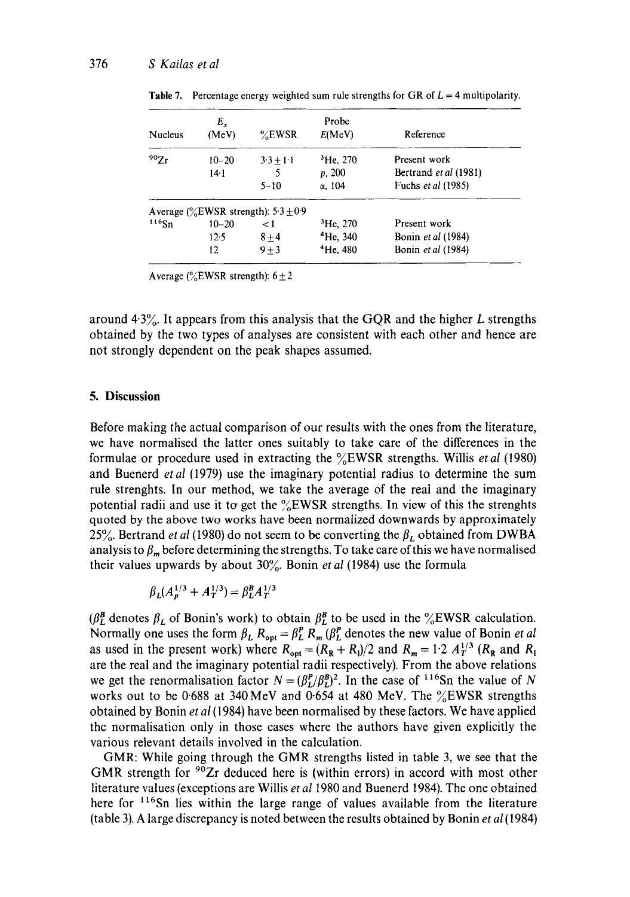Table 7. Percentage energy weighted sum rule strengths for GR of $L = 4$ multipolarity.

| Nucleus | $E_x$ (MeV) | %EWSR | Probe $E$(MeV) | Reference |
|---|---|---|---|---|
| $^{90}$Zr | 10–20 | $3.3 \pm 1.1$ | $^3$He, 270 | Present work |
| | 14.1 | 5 | $p$, 200 | Bertrand *et al* (1981) |
| | | 5–10 | $\alpha$, 104 | Fuchs *et al* (1985) |
| Average (%EWSR strength): $5.3 \pm 0.9$ | | | | |
| $^{116}$Sn | 10–20 | $<1$ | $^3$He, 270 | Present work |
| | 12.5 | $8 \pm 4$ | $^4$He, 340 | Bonin *et al* (1984) |
| | 12 | $9 \pm 3$ | $^4$He, 480 | Bonin *et al* (1984) |
| Average (%EWSR strength): $6 \pm 2$ | | | | |

around 4.3%. It appears from this analysis that the GQR and the higher $L$ strengths obtained by the two types of analyses are consistent with each other and hence are not strongly dependent on the peak shapes assumed.

## 5. Discussion

Before making the actual comparison of our results with the ones from the literature, we have normalised the latter ones suitably to take care of the differences in the formulae or procedure used in extracting the %EWSR strengths. Willis *et al* (1980) and Buenerd *et al* (1979) use the imaginary potential radius to determine the sum rule strenghts. In our method, we take the average of the real and the imaginary potential radii and use it to get the %EWSR strengths. In view of this the strenghts quoted by the above two works have been normalized downwards by approximately 25%. Bertrand *et al* (1980) do not seem to be converting the $\beta_L$ obtained from DWBA analysis to $\beta_m$ before determining the strengths. To take care of this we have normalised their values upwards by about 30%. Bonin *et al* (1984) use the formula

$$\beta_L(A_p^{1/3} + A_T^{1/3}) = \beta_L^B A_T^{1/3}$$

($\beta_L^B$ denotes $\beta_L$ of Bonin's work) to obtain $\beta_L^B$ to be used in the %EWSR calculation. Normally one uses the form $\beta_L R_{\text{opt}} = \beta_L^P R_m$ ($\beta_L^P$ denotes the new value of Bonin *et al* as used in the present work) where $R_{\text{opt}} = (R_R + R_I)/2$ and $R_m = 1.2\, A_T^{1/3}$ ($R_R$ and $R_I$ are the real and the imaginary potential radii respectively). From the above relations we get the renormalisation factor $N = (\beta_L^P/\beta_L^B)^2$. In the case of $^{116}$Sn the value of $N$ works out to be 0.688 at 340 MeV and 0.654 at 480 MeV. The %EWSR strengths obtained by Bonin *et al* (1984) have been normalised by these factors. We have applied the normalisation only in those cases where the authors have given explicitly the various relevant details involved in the calculation.

GMR: While going through the GMR strengths listed in table 3, we see that the GMR strength for $^{90}$Zr deduced here is (within errors) in accord with most other literature values (exceptions are Willis *et al* 1980 and Buenerd 1984). The one obtained here for $^{116}$Sn lies within the large range of values available from the literature (table 3). A large discrepancy is noted between the results obtained by Bonin *et al* (1984)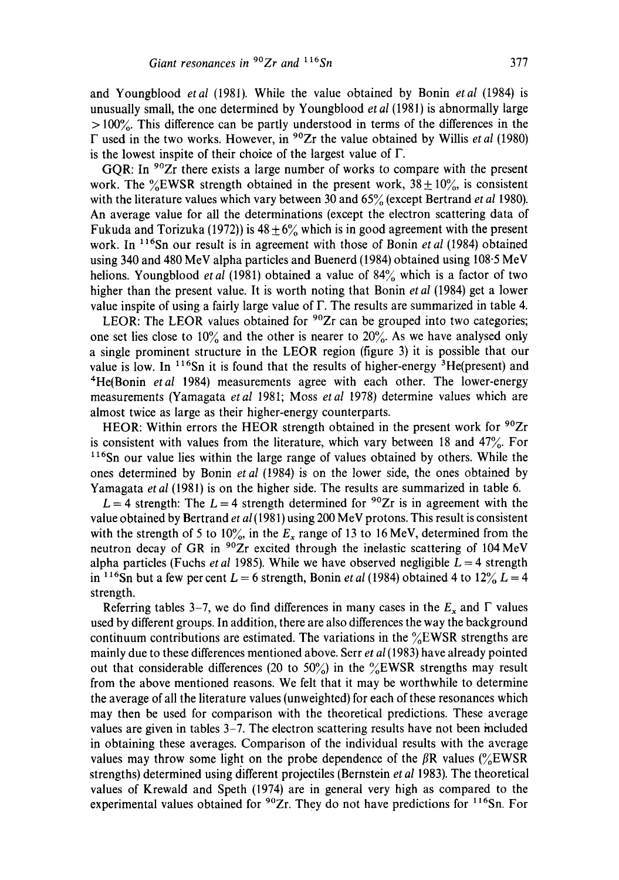and Youngblood *et al* (1981). While the value obtained by Bonin *et al* (1984) is unusually small, the one determined by Youngblood *et al* (1981) is abnormally large $> 100\%$. This difference can be partly understood in terms of the differences in the $\Gamma$ used in the two works. However, in $^{90}$Zr the value obtained by Willis *et al* (1980) is the lowest inspite of their choice of the largest value of $\Gamma$.

GQR: In $^{90}$Zr there exists a large number of works to compare with the present work. The %EWSR strength obtained in the present work, $38 \pm 10\%$, is consistent with the literature values which vary between 30 and 65% (except Bertrand *et al* 1980). An average value for all the determinations (except the electron scattering data of Fukuda and Torizuka (1972)) is $48 \pm 6\%$ which is in good agreement with the present work. In $^{116}$Sn our result is in agreement with those of Bonin *et al* (1984) obtained using 340 and 480 MeV alpha particles and Buenerd (1984) obtained using 108·5 MeV helions. Youngblood *et al* (1981) obtained a value of 84% which is a factor of two higher than the present value. It is worth noting that Bonin *et al* (1984) get a lower value inspite of using a fairly large value of $\Gamma$. The results are summarized in table 4.

LEOR: The LEOR values obtained for $^{90}$Zr can be grouped into two categories; one set lies close to 10% and the other is nearer to 20%. As we have analysed only a single prominent structure in the LEOR region (figure 3) it is possible that our value is low. In $^{116}$Sn it is found that the results of higher-energy $^{3}$He(present) and $^{4}$He(Bonin *et al* 1984) measurements agree with each other. The lower-energy measurements (Yamagata *et al* 1981; Moss *et al* 1978) determine values which are almost twice as large as their higher-energy counterparts.

HEOR: Within errors the HEOR strength obtained in the present work for $^{90}$Zr is consistent with values from the literature, which vary between 18 and 47%. For $^{116}$Sn our value lies within the large range of values obtained by others. While the ones determined by Bonin *et al* (1984) is on the lower side, the ones obtained by Yamagata *et al* (1981) is on the higher side. The results are summarized in table 6.

$L = 4$ strength: The $L = 4$ strength determined for $^{90}$Zr is in agreement with the value obtained by Bertrand *et al* (1981) using 200 MeV protons. This result is consistent with the strength of 5 to 10%, in the $E_x$ range of 13 to 16 MeV, determined from the neutron decay of GR in $^{90}$Zr excited through the inelastic scattering of 104 MeV alpha particles (Fuchs *et al* 1985). While we have observed negligible $L = 4$ strength in $^{116}$Sn but a few per cent $L = 6$ strength, Bonin *et al* (1984) obtained 4 to 12% $L = 4$ strength.

Referring tables 3–7, we do find differences in many cases in the $E_x$ and $\Gamma$ values used by different groups. In addition, there are also differences the way the background continuum contributions are estimated. The variations in the %EWSR strengths are mainly due to these differences mentioned above. Serr *et al* (1983) have already pointed out that considerable differences (20 to 50%) in the %EWSR strengths may result from the above mentioned reasons. We felt that it may be worthwhile to determine the average of all the literature values (unweighted) for each of these resonances which may then be used for comparison with the theoretical predictions. These average values are given in tables 3–7. The electron scattering results have not been included in obtaining these averages. Comparison of the individual results with the average values may throw some light on the probe dependence of the $\beta R$ values (%EWSR strengths) determined using different projectiles (Bernstein *et al* 1983). The theoretical values of Krewald and Speth (1974) are in general very high as compared to the experimental values obtained for $^{90}$Zr. They do not have predictions for $^{116}$Sn. For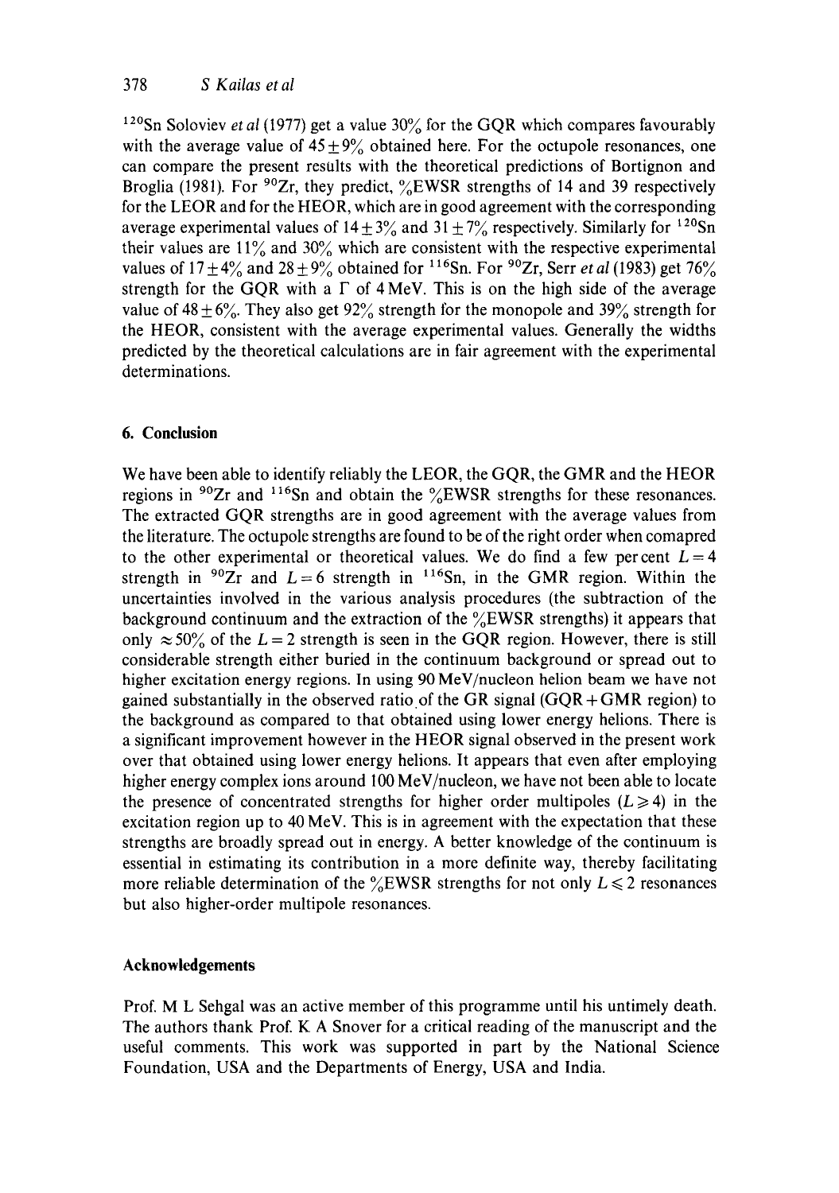$^{120}$Sn Soloviev *et al* (1977) get a value 30% for the GQR which compares favourably with the average value of $45 \pm 9\%$ obtained here. For the octupole resonances, one can compare the present results with the theoretical predictions of Bortignon and Broglia (1981). For $^{90}$Zr, they predict, %EWSR strengths of 14 and 39 respectively for the LEOR and for the HEOR, which are in good agreement with the corresponding average experimental values of $14 \pm 3\%$ and $31 \pm 7\%$ respectively. Similarly for $^{120}$Sn their values are 11% and 30% which are consistent with the respective experimental values of $17 \pm 4\%$ and $28 \pm 9\%$ obtained for $^{116}$Sn. For $^{90}$Zr, Serr *et al* (1983) get 76% strength for the GQR with a $\Gamma$ of 4 MeV. This is on the high side of the average value of $48 \pm 6\%$. They also get 92% strength for the monopole and 39% strength for the HEOR, consistent with the average experimental values. Generally the widths predicted by the theoretical calculations are in fair agreement with the experimental determinations.

## 6. Conclusion

We have been able to identify reliably the LEOR, the GQR, the GMR and the HEOR regions in $^{90}$Zr and $^{116}$Sn and obtain the %EWSR strengths for these resonances. The extracted GQR strengths are in good agreement with the average values from the literature. The octupole strengths are found to be of the right order when comapred to the other experimental or theoretical values. We do find a few per cent $L = 4$ strength in $^{90}$Zr and $L = 6$ strength in $^{116}$Sn, in the GMR region. Within the uncertainties involved in the various analysis procedures (the subtraction of the background continuum and the extraction of the %EWSR strengths) it appears that only $\approx 50\%$ of the $L = 2$ strength is seen in the GQR region. However, there is still considerable strength either buried in the continuum background or spread out to higher excitation energy regions. In using 90 MeV/nucleon helion beam we have not gained substantially in the observed ratio of the GR signal (GQR + GMR region) to the background as compared to that obtained using lower energy helions. There is a significant improvement however in the HEOR signal observed in the present work over that obtained using lower energy helions. It appears that even after employing higher energy complex ions around 100 MeV/nucleon, we have not been able to locate the presence of concentrated strengths for higher order multipoles ($L \geqslant 4$) in the excitation region up to 40 MeV. This is in agreement with the expectation that these strengths are broadly spread out in energy. A better knowledge of the continuum is essential in estimating its contribution in a more definite way, thereby facilitating more reliable determination of the %EWSR strengths for not only $L \leqslant 2$ resonances but also higher-order multipole resonances.

## Acknowledgements

Prof. M L Sehgal was an active member of this programme until his untimely death. The authors thank Prof. K A Snover for a critical reading of the manuscript and the useful comments. This work was supported in part by the National Science Foundation, USA and the Departments of Energy, USA and India.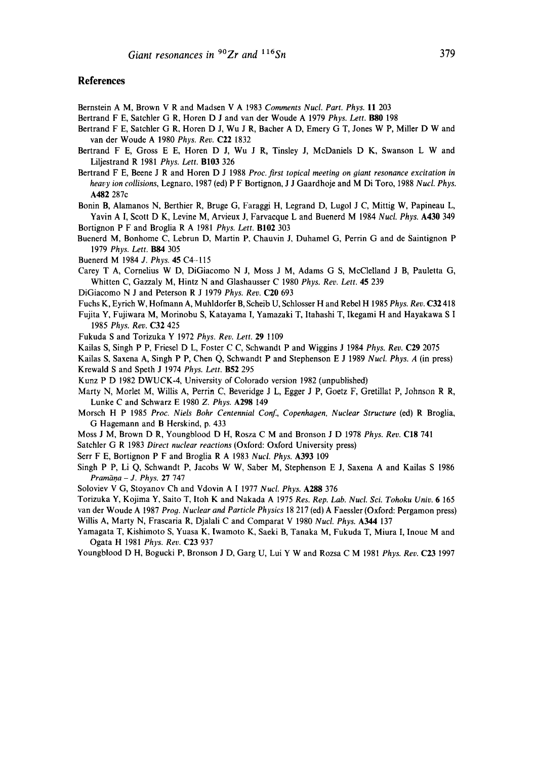## References

Bernstein A M, Brown V R and Madsen V A 1983 *Comments Nucl. Part. Phys.* **11** 203

Bertrand F E, Satchler G R, Horen D J and van der Woude A 1979 *Phys. Lett.* **B80** 198

Bertrand F E, Satchler G R, Horen D J, Wu J R, Bacher A D, Emery G T, Jones W P, Miller D W and van der Woude A 1980 *Phys. Rev.* **C22** 1832

Bertrand F E, Gross E E, Horen D J, Wu J R, Tinsley J, McDaniels D K, Swanson L W and Liljestrand R 1981 *Phys. Lett.* **B103** 326

Bertrand F E, Beene J R and Horen D J 1988 *Proc. first topical meeting on giant resonance excitation in heavy ion collisions*, Legnaro, 1987 (ed) P F Bortignon, J J Gaardhoje and M Di Toro, 1988 *Nucl. Phys.* **A482** 287c

Bonin B, Alamanos N, Berthier R, Bruge G, Faraggi H, Legrand D, Lugol J C, Mittig W, Papineau L, Yavin A I, Scott D K, Levine M, Arvieux J, Farvacque L and Buenerd M 1984 *Nucl. Phys.* **A430** 349

Bortignon P F and Broglia R A 1981 *Phys. Lett.* **B102** 303

Buenerd M, Bonhome C, Lebrun D, Martin P, Chauvin J, Duhamel G, Perrin G and de Saintignon P 1979 *Phys. Lett.* **B84** 305

Buenerd M 1984 *J. Phys.* **45** C4–115

Carey T A, Cornelius W D, DiGiacomo N J, Moss J M, Adams G S, McClelland J B, Pauletta G, Whitten C, Gazzaly M, Hintz N and Glashausser C 1980 *Phys. Rev. Lett.* **45** 239

DiGiacomo N J and Peterson R J 1979 *Phys. Rev.* **C20** 693

Fuchs K, Eyrich W, Hofmann A, Muhldorfer B, Scheib U, Schlosser H and Rebel H 1985 *Phys. Rev.* **C32** 418

Fujita Y, Fujiwara M, Morinobu S, Katayama I, Yamazaki T, Itahashi T, Ikegami H and Hayakawa S I 1985 *Phys. Rev.* **C32** 425

Fukuda S and Torizuka Y 1972 *Phys. Rev. Lett.* **29** 1109

Kailas S, Singh P P, Friesel D L, Foster C C, Schwandt P and Wiggins J 1984 *Phys. Rev.* **C29** 2075

Kailas S, Saxena A, Singh P P, Chen Q, Schwandt P and Stephenson E J 1989 *Nucl. Phys. A* (in press)

Krewald S and Speth J 1974 *Phys. Lett.* **B52** 295

Kunz P D 1982 DWUCK-4, University of Colorado version 1982 (unpublished)

Marty N, Morlet M, Willis A, Perrin C, Beveridge J L, Egger J P, Goetz F, Gretillat P, Johnson R R, Lunke C and Schwarz E 1980 *Z. Phys.* **A298** 149

Morsch H P 1985 *Proc. Niels Bohr Centennial Conf., Copenhagen, Nuclear Structure* (ed) R Broglia, G Hagemann and B Herskind, p. 433

Moss J M, Brown D R, Youngblood D H, Rosza C M and Bronson J D 1978 *Phys. Rev.* **C18** 741

Satchler G R 1983 *Direct nuclear reactions* (Oxford: Oxford University press)

Serr F E, Bortignon P F and Broglia R A 1983 *Nucl. Phys.* **A393** 109

Singh P P, Li Q, Schwandt P, Jacobs W W, Saber M, Stephenson E J, Saxena A and Kailas S 1986 *Pramāṇa – J. Phys.* **27** 747

Soloviev V G, Stoyanov Ch and Vdovin A I 1977 *Nucl. Phys.* **A288** 376

Torizuka Y, Kojima Y, Saito T, Itoh K and Nakada A 1975 *Res. Rep. Lab. Nucl. Sci. Tohoku Univ.* **6** 165

van der Woude A 1987 *Prog. Nuclear and Particle Physics* 18 217 (ed) A Faessler (Oxford: Pergamon press)

Willis A, Marty N, Frascaria R, Djalali C and Comparat V 1980 *Nucl. Phys.* **A344** 137

Yamagata T, Kishimoto S, Yuasa K, Iwamoto K, Saeki B, Tanaka M, Fukuda T, Miura I, Inoue M and Ogata H 1981 *Phys. Rev.* **C23** 937

Youngblood D H, Bogucki P, Bronson J D, Garg U, Lui Y W and Rozsa C M 1981 *Phys. Rev.* **C23** 1997